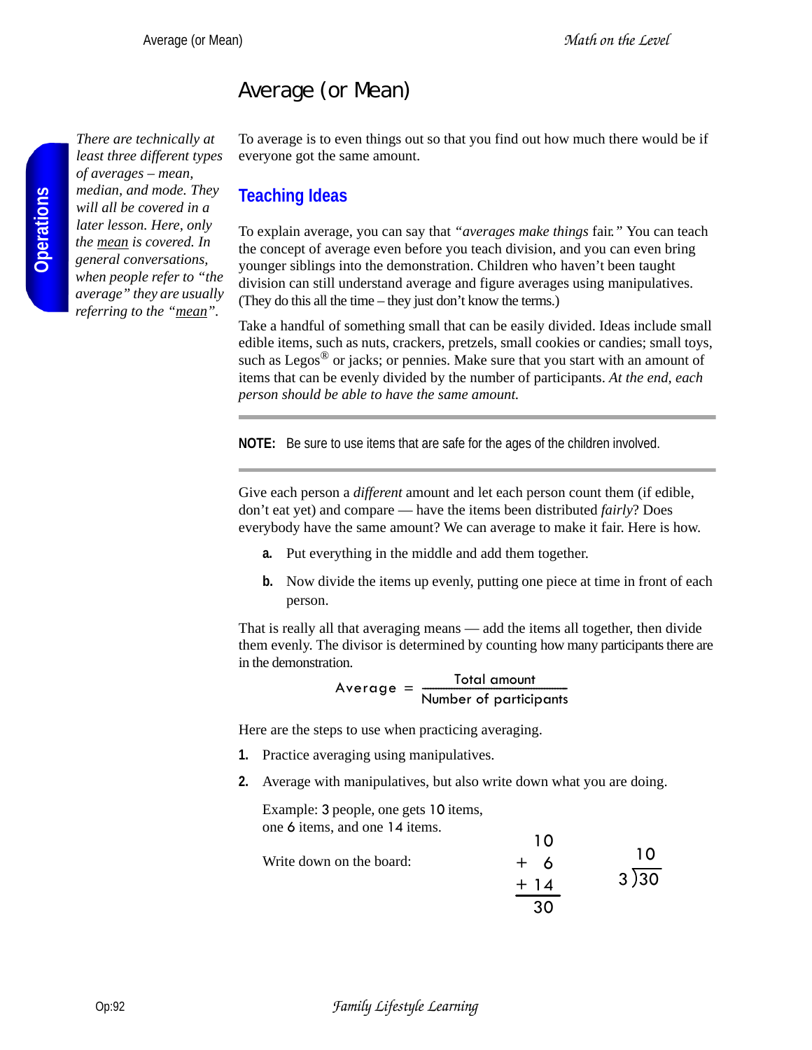# Average (or Mean)

*There are technically at least three different types of averages – mean, median, and mode. They will all be covered in a later lesson. Here, only the mean is covered. In general conversations, when people refer to "the average" they are usually referring to the "mean".*

To average is to even things out so that you find out how much there would be if everyone got the same amount.

## Teaching Ideas

To explain average, you can say that *"averages make things* fair*."* You can teach the concept of average even before you teach division, and you can even bring younger siblings into the demonstration. Children who haven't been taught division can still understand average and figure averages using manipulatives. (They do this all the time – they just don't know the terms.)

Take a handful of something small that can be easily divided. Ideas include small edible items, such as nuts, crackers, pretzels, small cookies or candies; small toys, such as Legos® or jacks; or pennies. Make sure that you start with an amount of items that can be evenly divided by the number of participants. *At the end, each person should be able to have the same amount.*

---

**NOTE:** Be sure to use items that are safe for the ages of the children involved.

---

Give each person a *different* amount and let each person count them (if edible, don't eat yet) and compare — have the items been distributed *fairly*? Does everybody have the same amount? We can average to make it fair. Here is how.

**a.** Put everything in the middle and add them together.

**b.** Now divide the items up evenly, putting one piece at time in front of each person.

That is really all that averaging means — add the items all together, then divide them evenly. The divisor is determined by counting how many participants there are in the demonstration.

$$\text{Average} = \frac{\text{Total amount}}{\text{Number of participants}}$$

Here are the steps to use when practicing averaging.

1. Practice averaging using manipulatives.
2. Average with manipulatives, but also write down what you are doing.

   Example: 3 people, one gets 10 items, one 6 items, and one 14 items.

   Write down on the board:

   $$\begin{array}{r} 10 \\ +\ \ 6 \\ +\ 14 \\ \hline 30 \end{array} \qquad \begin{array}{r} 10 \\ 3\overline{)30} \end{array}$$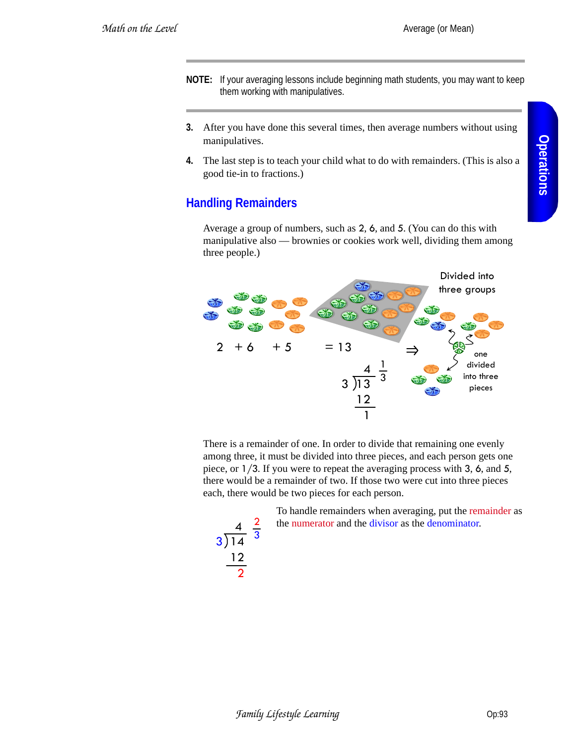**NOTE:** If your averaging lessons include beginning math students, you may want to keep them working with manipulatives.

3. After you have done this several times, then average numbers without using manipulatives.
4. The last step is to teach your child what to do with remainders. (This is also a good tie-in to fractions.)

## Handling Remainders

Average a group of numbers, such as 2, 6, and 5. (You can do this with manipulative also — brownies or cookies work well, dividing them among three people.)

Divided into three groups

$2 + 6 + 5 = 13 \Rightarrow$

$$3\overline{)13} = 4\tfrac{1}{3}$$

$$\begin{array}{r} 13 \\ -12 \\ \hline 1 \end{array}$$

one divided into three pieces

There is a remainder of one. In order to divide that remaining one evenly among three, it must be divided into three pieces, and each person gets one piece, or 1/3. If you were to repeat the averaging process with 3, 6, and 5, there would be a remainder of two. If those two were cut into three pieces each, there would be two pieces for each person.

$$3\overline{)14} = 4\tfrac{2}{3}$$

$$\begin{array}{r} 14 \\ -12 \\ \hline 2 \end{array}$$

To handle remainders when averaging, put the remainder as the numerator and the divisor as the denominator.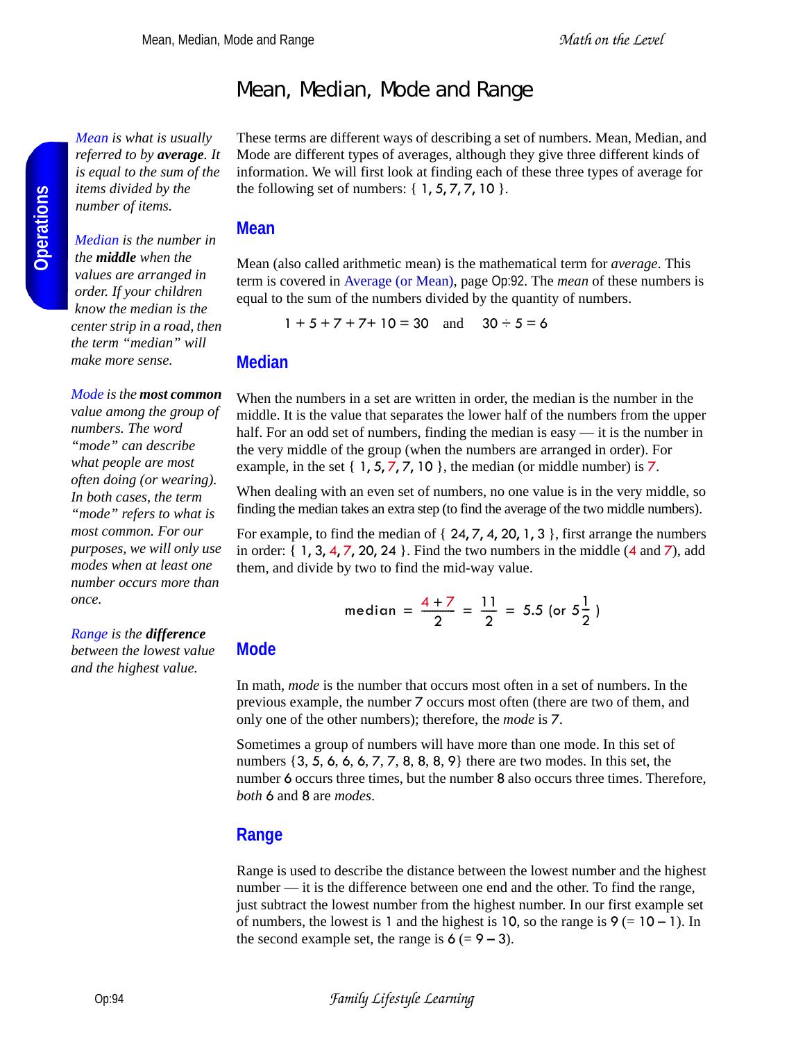# Mean, Median, Mode and Range

*Mean is what is usually referred to by **average**. It is equal to the sum of the items divided by the number of items.*

*Median is the number in the **middle** when the values are arranged in order. If your children know the median is the center strip in a road, then the term "median" will make more sense.*

*Mode is the **most common** value among the group of numbers. The word "mode" can describe what people are most often doing (or wearing). In both cases, the term "mode" refers to what is most common. For our purposes, we will only use modes when at least one number occurs more than once.*

*Range is the **difference** between the lowest value and the highest value.*

These terms are different ways of describing a set of numbers. Mean, Median, and Mode are different types of averages, although they give three different kinds of information. We will first look at finding each of these three types of average for the following set of numbers: { 1, 5, 7, 7, 10 }.

## Mean

Mean (also called arithmetic mean) is the mathematical term for *average*. This term is covered in Average (or Mean), page Op:92. The *mean* of these numbers is equal to the sum of the numbers divided by the quantity of numbers.

$1 + 5 + 7 + 7 + 10 = 30$ and $30 \div 5 = 6$

## Median

When the numbers in a set are written in order, the median is the number in the middle. It is the value that separates the lower half of the numbers from the upper half. For an odd set of numbers, finding the median is easy — it is the number in the very middle of the group (when the numbers are arranged in order). For example, in the set { 1, 5, 7, 7, 10 }, the median (or middle number) is 7.

When dealing with an even set of numbers, no one value is in the very middle, so finding the median takes an extra step (to find the average of the two middle numbers).

For example, to find the median of { 24, 7, 4, 20, 1, 3 }, first arrange the numbers in order: { 1, 3, 4, 7, 20, 24 }. Find the two numbers in the middle (4 and 7), add them, and divide by two to find the mid-way value.

$$\text{median} = \frac{4+7}{2} = \frac{11}{2} = 5.5 \text{ (or } 5\tfrac{1}{2}\text{)}$$

## Mode

In math, *mode* is the number that occurs most often in a set of numbers. In the previous example, the number 7 occurs most often (there are two of them, and only one of the other numbers); therefore, the *mode* is 7.

Sometimes a group of numbers will have more than one mode. In this set of numbers {3, 5, 6, 6, 6, 7, 7, 8, 8, 8, 9} there are two modes. In this set, the number 6 occurs three times, but the number 8 also occurs three times. Therefore, *both* 6 and 8 are *modes*.

## Range

Range is used to describe the distance between the lowest number and the highest number — it is the difference between one end and the other. To find the range, just subtract the lowest number from the highest number. In our first example set of numbers, the lowest is 1 and the highest is 10, so the range is 9 (= 10 – 1). In the second example set, the range is 6 (= 9 – 3).